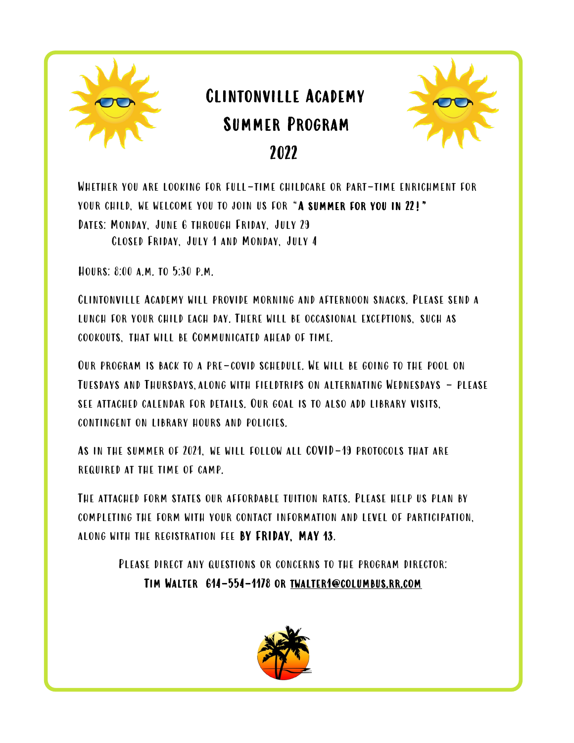# Clintonville Academy Summer Program 2022

Whether you are looking for full-time childcare or part-time enrichment for your child, we welcome you to join us for "**A summer for you in 22!**"

Dates: Monday, June 6 through Friday, July 29
Closed Friday, July 1 and Monday, July 4

Hours: 8:00 a.m. to 5:30 p.m.

Clintonville Academy will provide morning and afternoon snacks. Please send a lunch for your child each day. There will be occasional exceptions, such as cookouts, that will be Communicated ahead of time.

Our program is back to a pre-covid schedule. We will be going to the pool on Tuesdays and Thursdays, along with fieldtrips on alternating Wednesdays – please see attached calendar for details. Our goal is to also add library visits, contingent on library hours and policies.

As in the summer of 2021, we will follow all COVID-19 protocols that are required at the time of camp.

The attached form states our affordable tuition rates. Please help us plan by completing the form with your contact information and level of participation, along with the registration fee **by Friday, May 13.**

Please direct any questions or concerns to the program director:
**Tim Walter 614-554-1178 or twalter1@columbus.rr.com**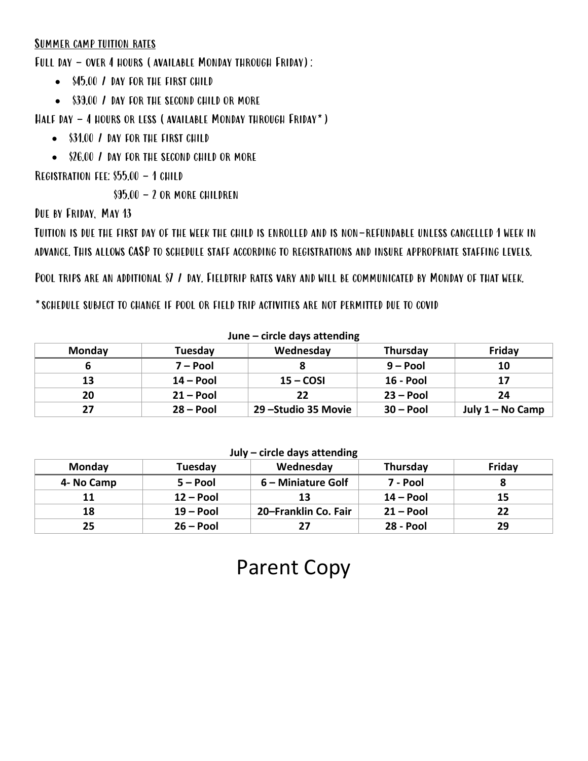## Summer camp tuition rates

Full day – over 4 hours (available Monday through Friday):

- $45.00 / day for the first child
- $39.00 / day for the second child or more

Half day – 4 hours or less (available Monday through Friday*)

- $31.00 / day for the first child
- $26.00 / day for the second child or more

Registration fee: $55.00 – 1 child

$95.00 – 2 or more children

Due by Friday, May 13

Tuition is due the first day of the week the child is enrolled and is non-refundable unless cancelled 1 week in advance. This allows CASP to schedule staff according to registrations and insure appropriate staffing levels.

Pool trips are an additional $7 / day. Fieldtrip rates vary and will be communicated by Monday of that week.

*schedule subject to change if pool or field trip activities are not permitted due to covid

**June – circle days attending**

| Monday | Tuesday | Wednesday | Thursday | Friday |
| --- | --- | --- | --- | --- |
| 6 | 7 – Pool | 8 | 9 – Pool | 10 |
| 13 | 14 – Pool | 15 – COSI | 16 - Pool | 17 |
| 20 | 21 – Pool | 22 | 23 – Pool | 24 |
| 27 | 28 – Pool | 29 –Studio 35 Movie | 30 – Pool | July 1 – No Camp |

**July – circle days attending**

| Monday | Tuesday | Wednesday | Thursday | Friday |
| --- | --- | --- | --- | --- |
| 4- No Camp | 5 – Pool | 6 – Miniature Golf | 7 - Pool | 8 |
| 11 | 12 – Pool | 13 | 14 – Pool | 15 |
| 18 | 19 – Pool | 20–Franklin Co. Fair | 21 – Pool | 22 |
| 25 | 26 – Pool | 27 | 28 - Pool | 29 |

# Parent Copy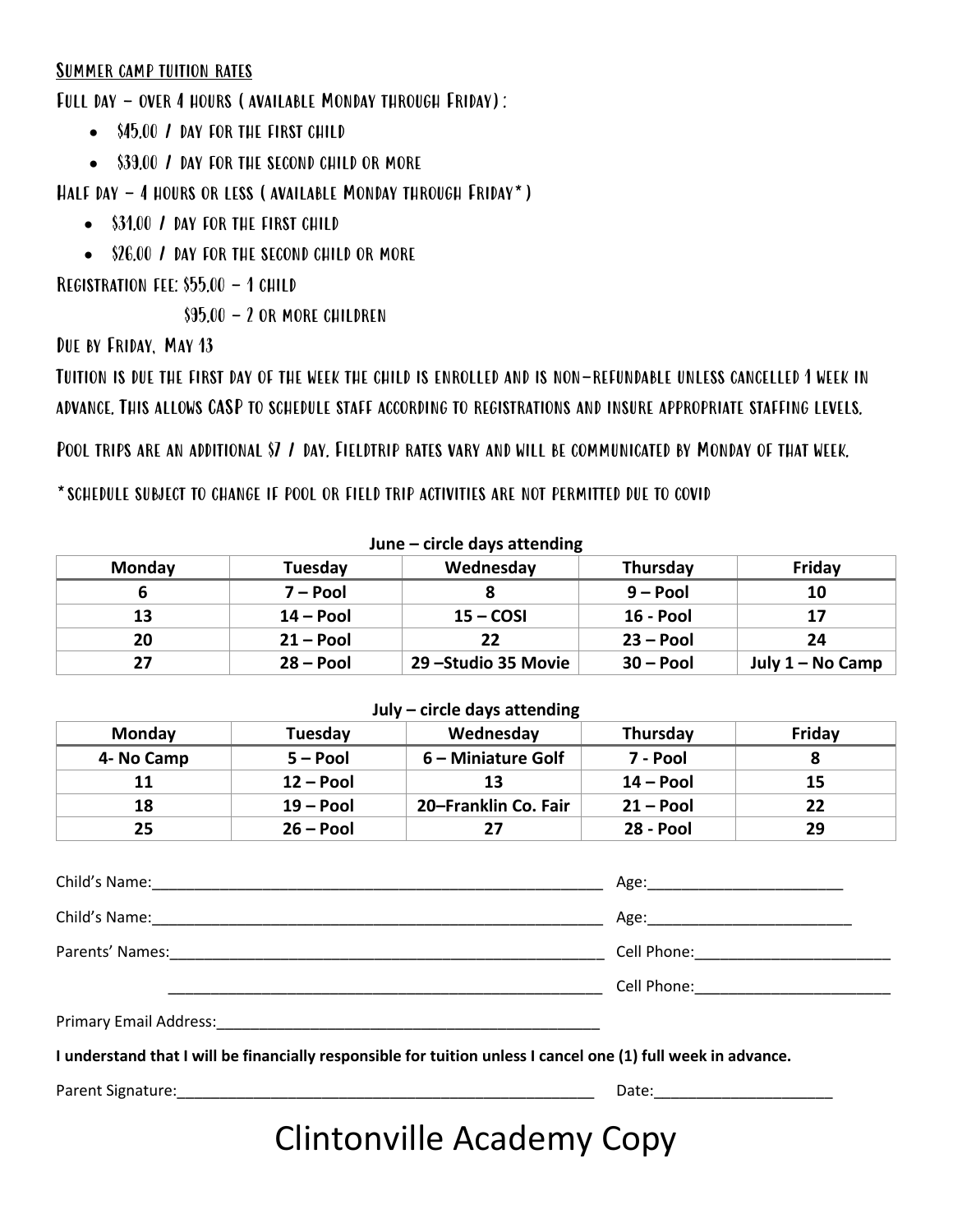## Summer camp tuition rates

Full day – over 4 hours (available Monday through Friday):

- $45.00 / day for the first child
- $39.00 / day for the second child or more

Half day – 4 hours or less (available Monday through Friday*)

- $31.00 / day for the first child
- $26.00 / day for the second child or more

Registration fee: $55.00 – 1 child

$95.00 – 2 or more children

Due by Friday, May 13

Tuition is due the first day of the week the child is enrolled and is non-refundable unless cancelled 1 week in advance. This allows CASP to schedule staff according to registrations and insure appropriate staffing levels.

Pool trips are an additional $7 / day. Fieldtrip rates vary and will be communicated by Monday of that week.

*schedule subject to change if pool or field trip activities are not permitted due to covid

**June – circle days attending**

| Monday | Tuesday | Wednesday | Thursday | Friday |
|---|---|---|---|---|
| 6 | 7 – Pool | 8 | 9 – Pool | 10 |
| 13 | 14 – Pool | 15 – COSI | 16 - Pool | 17 |
| 20 | 21 – Pool | 22 | 23 – Pool | 24 |
| 27 | 28 – Pool | 29 –Studio 35 Movie | 30 – Pool | July 1 – No Camp |

**July – circle days attending**

| Monday | Tuesday | Wednesday | Thursday | Friday |
|---|---|---|---|---|
| 4- No Camp | 5 – Pool | 6 – Miniature Golf | 7 - Pool | 8 |
| 11 | 12 – Pool | 13 | 14 – Pool | 15 |
| 18 | 19 – Pool | 20–Franklin Co. Fair | 21 – Pool | 22 |
| 25 | 26 – Pool | 27 | 28 - Pool | 29 |

Child's Name:_______________________________________________ Age:____________________

Child's Name:_______________________________________________ Age:____________________

Parents' Names:_____________________________________________ Cell Phone:________________

_____________________________________________ Cell Phone:________________

Primary Email Address:______________________________________

**I understand that I will be financially responsible for tuition unless I cancel one (1) full week in advance.**

Parent Signature:___________________________________________ Date:__________________

# Clintonville Academy Copy